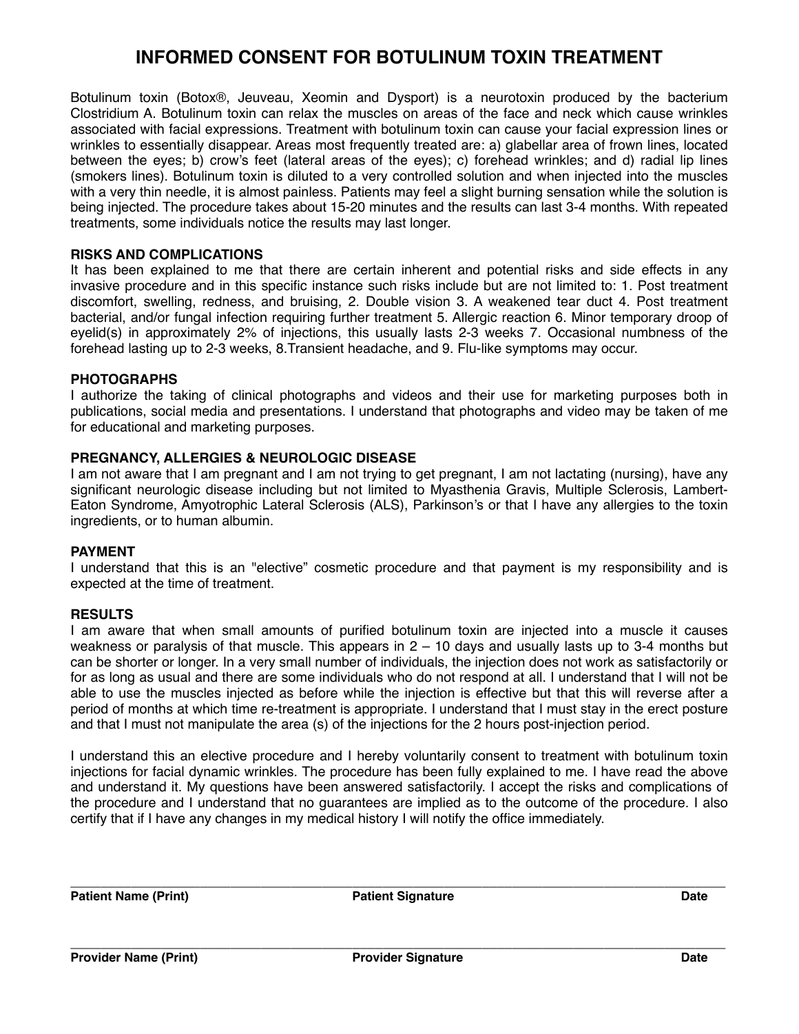# INFORMED CONSENT FOR BOTULINUM TOXIN TREATMENT

Botulinum toxin (Botox®, Jeuveau, Xeomin and Dysport) is a neurotoxin produced by the bacterium Clostridium A. Botulinum toxin can relax the muscles on areas of the face and neck which cause wrinkles associated with facial expressions. Treatment with botulinum toxin can cause your facial expression lines or wrinkles to essentially disappear. Areas most frequently treated are: a) glabellar area of frown lines, located between the eyes; b) crow's feet (lateral areas of the eyes); c) forehead wrinkles; and d) radial lip lines (smokers lines). Botulinum toxin is diluted to a very controlled solution and when injected into the muscles with a very thin needle, it is almost painless. Patients may feel a slight burning sensation while the solution is being injected. The procedure takes about 15-20 minutes and the results can last 3-4 months. With repeated treatments, some individuals notice the results may last longer.

**RISKS AND COMPLICATIONS**
It has been explained to me that there are certain inherent and potential risks and side effects in any invasive procedure and in this specific instance such risks include but are not limited to: 1. Post treatment discomfort, swelling, redness, and bruising, 2. Double vision 3. A weakened tear duct 4. Post treatment bacterial, and/or fungal infection requiring further treatment 5. Allergic reaction 6. Minor temporary droop of eyelid(s) in approximately 2% of injections, this usually lasts 2-3 weeks 7. Occasional numbness of the forehead lasting up to 2-3 weeks, 8.Transient headache, and 9. Flu-like symptoms may occur.

**PHOTOGRAPHS**
I authorize the taking of clinical photographs and videos and their use for marketing purposes both in publications, social media and presentations. I understand that photographs and video may be taken of me for educational and marketing purposes.

**PREGNANCY, ALLERGIES & NEUROLOGIC DISEASE**
I am not aware that I am pregnant and I am not trying to get pregnant, I am not lactating (nursing), have any significant neurologic disease including but not limited to Myasthenia Gravis, Multiple Sclerosis, Lambert-Eaton Syndrome, Amyotrophic Lateral Sclerosis (ALS), Parkinson's or that I have any allergies to the toxin ingredients, or to human albumin.

**PAYMENT**
I understand that this is an "elective" cosmetic procedure and that payment is my responsibility and is expected at the time of treatment.

**RESULTS**
I am aware that when small amounts of purified botulinum toxin are injected into a muscle it causes weakness or paralysis of that muscle. This appears in 2 – 10 days and usually lasts up to 3-4 months but can be shorter or longer. In a very small number of individuals, the injection does not work as satisfactorily or for as long as usual and there are some individuals who do not respond at all. I understand that I will not be able to use the muscles injected as before while the injection is effective but that this will reverse after a period of months at which time re-treatment is appropriate. I understand that I must stay in the erect posture and that I must not manipulate the area (s) of the injections for the 2 hours post-injection period.

I understand this an elective procedure and I hereby voluntarily consent to treatment with botulinum toxin injections for facial dynamic wrinkles. The procedure has been fully explained to me. I have read the above and understand it. My questions have been answered satisfactorily. I accept the risks and complications of the procedure and I understand that no guarantees are implied as to the outcome of the procedure. I also certify that if I have any changes in my medical history I will notify the office immediately.

______________________________________________________________________________

**Patient Name (Print)** **Patient Signature** **Date**

______________________________________________________________________________

**Provider Name (Print)** **Provider Signature** **Date**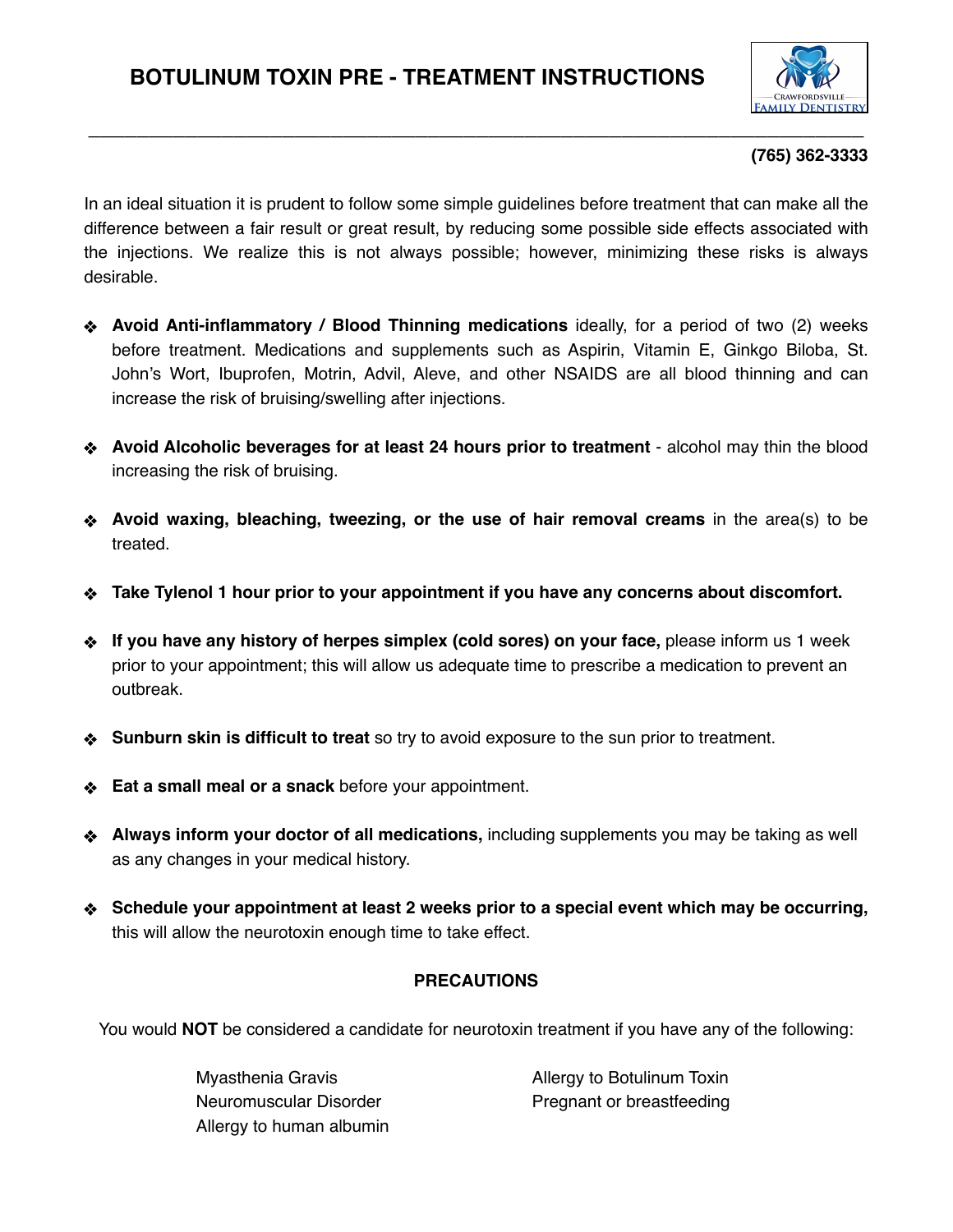# BOTULINUM TOXIN PRE - TREATMENT INSTRUCTIONS

**(765) 362-3333**

In an ideal situation it is prudent to follow some simple guidelines before treatment that can make all the difference between a fair result or great result, by reducing some possible side effects associated with the injections. We realize this is not always possible; however, minimizing these risks is always desirable.

- **Avoid Anti-inflammatory / Blood Thinning medications** ideally, for a period of two (2) weeks before treatment. Medications and supplements such as Aspirin, Vitamin E, Ginkgo Biloba, St. John's Wort, Ibuprofen, Motrin, Advil, Aleve, and other NSAIDS are all blood thinning and can increase the risk of bruising/swelling after injections.
- **Avoid Alcoholic beverages for at least 24 hours prior to treatment** - alcohol may thin the blood increasing the risk of bruising.
- **Avoid waxing, bleaching, tweezing, or the use of hair removal creams** in the area(s) to be treated.
- **Take Tylenol 1 hour prior to your appointment if you have any concerns about discomfort.**
- **If you have any history of herpes simplex (cold sores) on your face,** please inform us 1 week prior to your appointment; this will allow us adequate time to prescribe a medication to prevent an outbreak.
- **Sunburn skin is difficult to treat** so try to avoid exposure to the sun prior to treatment.
- **Eat a small meal or a snack** before your appointment.
- **Always inform your doctor of all medications,** including supplements you may be taking as well as any changes in your medical history.
- **Schedule your appointment at least 2 weeks prior to a special event which may be occurring,** this will allow the neurotoxin enough time to take effect.

## PRECAUTIONS

You would **NOT** be considered a candidate for neurotoxin treatment if you have any of the following:

- Myasthenia Gravis
- Neuromuscular Disorder
- Allergy to human albumin
- Allergy to Botulinum Toxin
- Pregnant or breastfeeding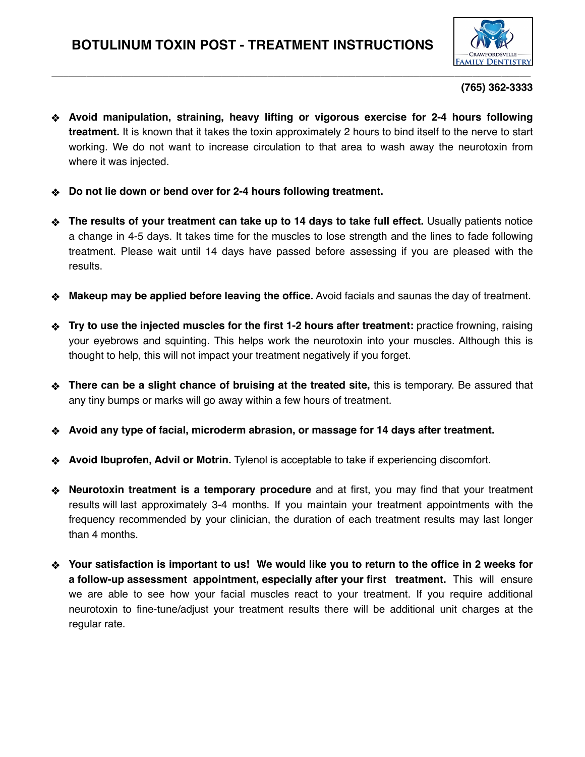# BOTULINUM TOXIN POST - TREATMENT INSTRUCTIONS

**(765) 362-3333**

- **Avoid manipulation, straining, heavy lifting or vigorous exercise for 2-4 hours following treatment.** It is known that it takes the toxin approximately 2 hours to bind itself to the nerve to start working. We do not want to increase circulation to that area to wash away the neurotoxin from where it was injected.

- **Do not lie down or bend over for 2-4 hours following treatment.**

- **The results of your treatment can take up to 14 days to take full effect.** Usually patients notice a change in 4-5 days. It takes time for the muscles to lose strength and the lines to fade following treatment. Please wait until 14 days have passed before assessing if you are pleased with the results.

- **Makeup may be applied before leaving the office.** Avoid facials and saunas the day of treatment.

- **Try to use the injected muscles for the first 1-2 hours after treatment:** practice frowning, raising your eyebrows and squinting. This helps work the neurotoxin into your muscles. Although this is thought to help, this will not impact your treatment negatively if you forget.

- **There can be a slight chance of bruising at the treated site,** this is temporary. Be assured that any tiny bumps or marks will go away within a few hours of treatment.

- **Avoid any type of facial, microderm abrasion, or massage for 14 days after treatment.**

- **Avoid Ibuprofen, Advil or Motrin.** Tylenol is acceptable to take if experiencing discomfort.

- **Neurotoxin treatment is a temporary procedure** and at first, you may find that your treatment results will last approximately 3-4 months. If you maintain your treatment appointments with the frequency recommended by your clinician, the duration of each treatment results may last longer than 4 months.

- **Your satisfaction is important to us! We would like you to return to the office in 2 weeks for a follow-up assessment appointment, especially after your first treatment.** This will ensure we are able to see how your facial muscles react to your treatment. If you require additional neurotoxin to fine-tune/adjust your treatment results there will be additional unit charges at the regular rate.